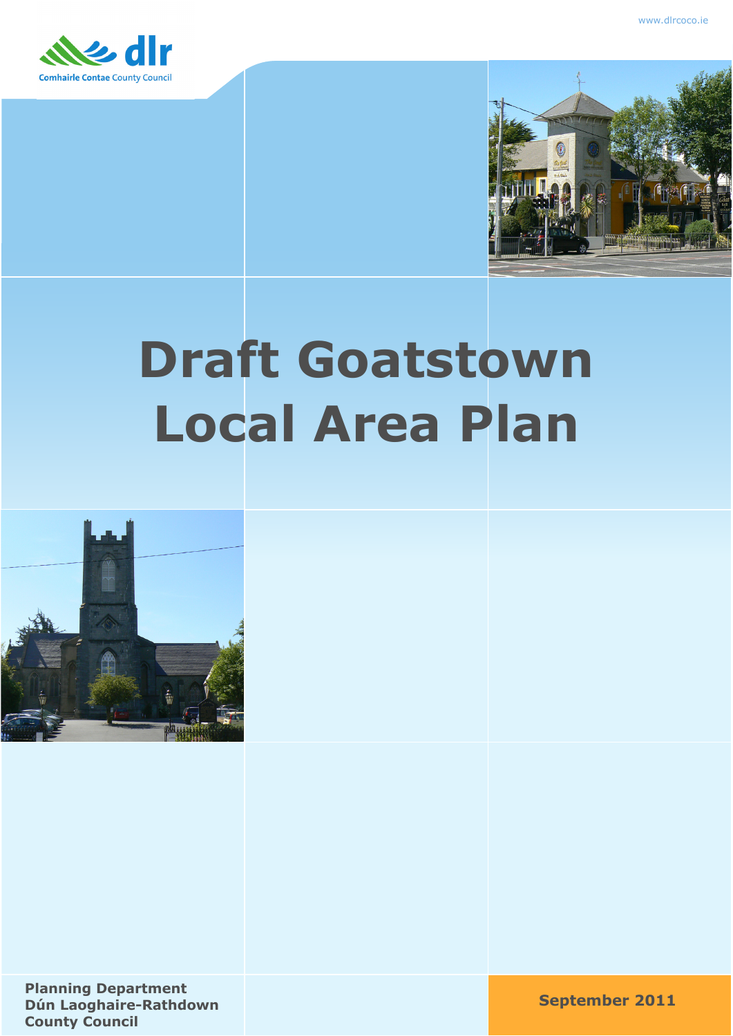www.dlrcoco.ie

dlr
Comhairle Contae County Council

# Draft Goatstown Local Area Plan

**Planning Department**
**Dún Laoghaire-Rathdown County Council**

**September 2011**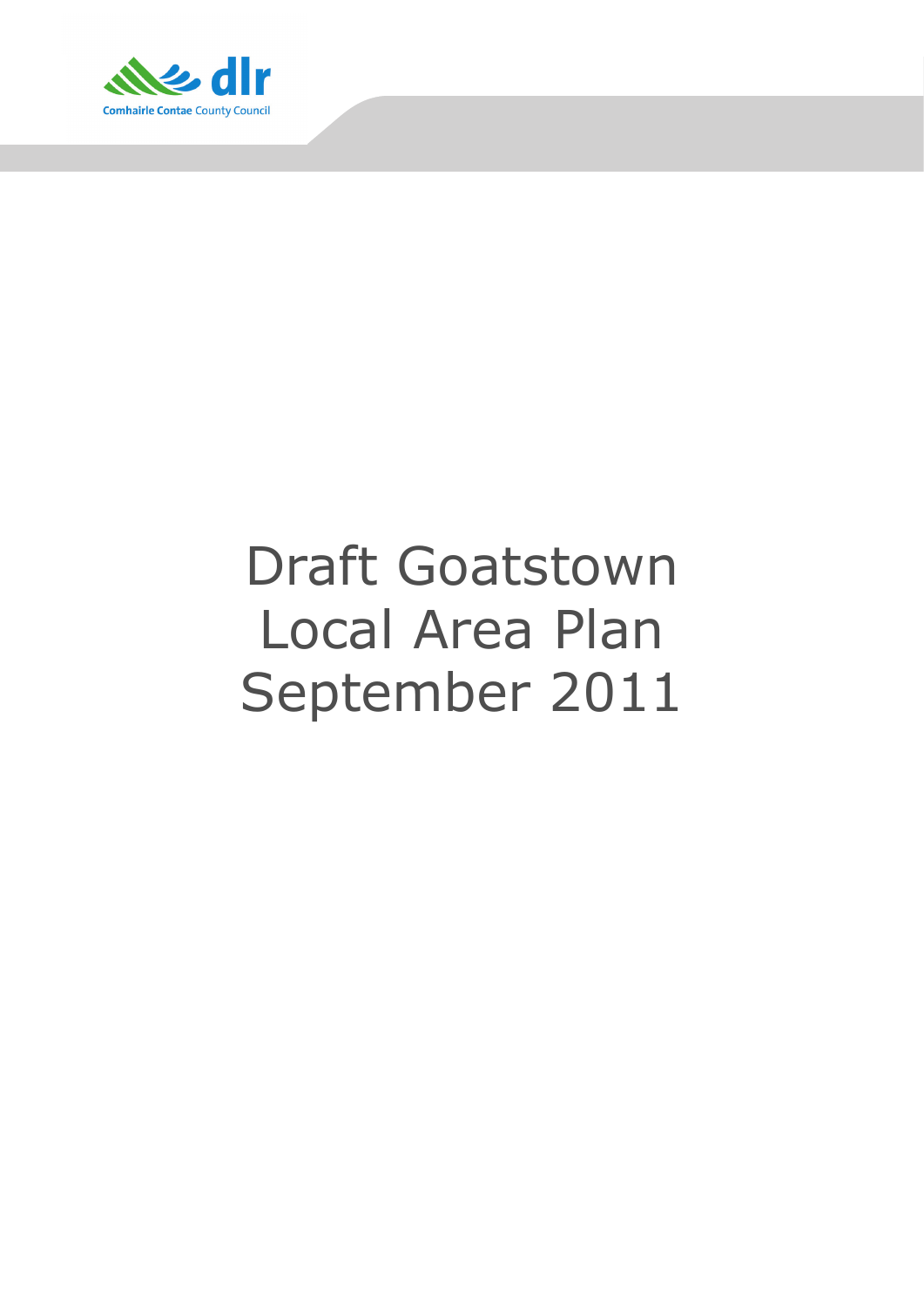Comhairle Contae County Council

# Draft Goatstown Local Area Plan September 2011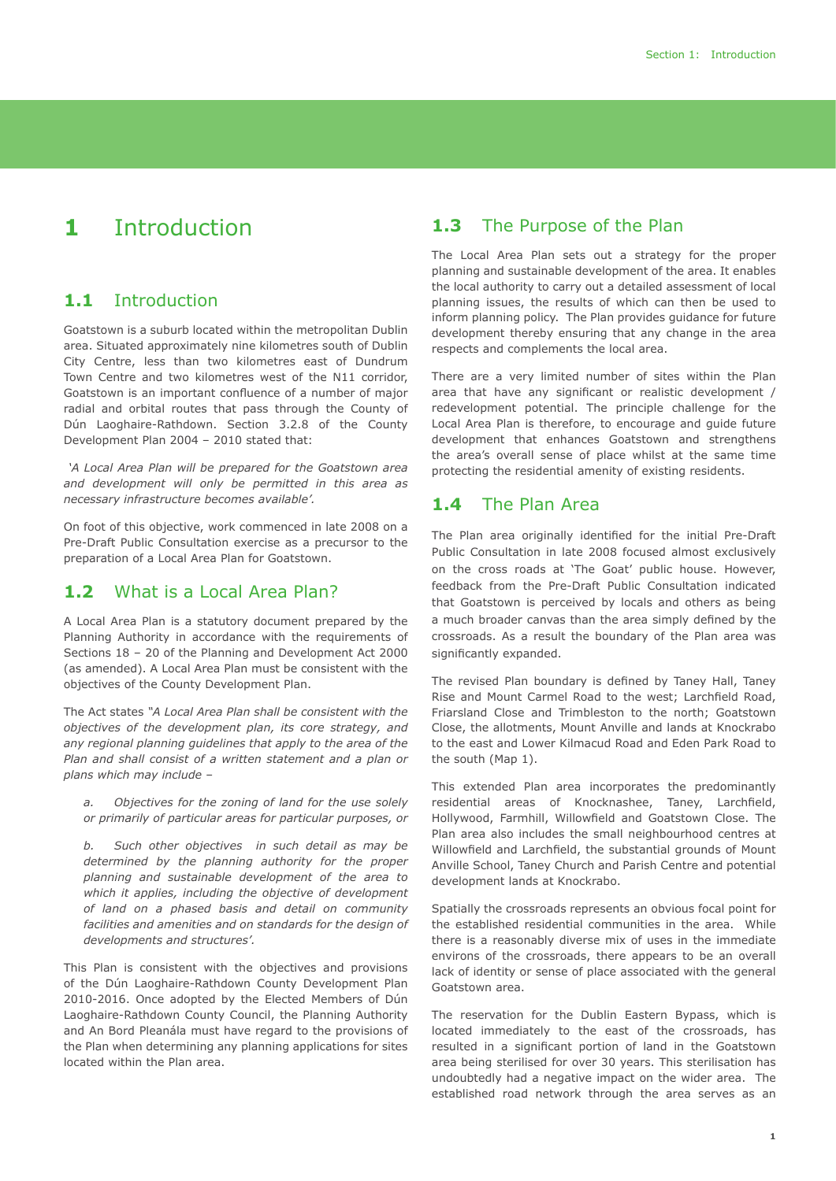# 1 Introduction

## 1.1 Introduction

Goatstown is a suburb located within the metropolitan Dublin area. Situated approximately nine kilometres south of Dublin City Centre, less than two kilometres east of Dundrum Town Centre and two kilometres west of the N11 corridor, Goatstown is an important confluence of a number of major radial and orbital routes that pass through the County of Dún Laoghaire-Rathdown. Section 3.2.8 of the County Development Plan 2004 – 2010 stated that:

*'A Local Area Plan will be prepared for the Goatstown area and development will only be permitted in this area as necessary infrastructure becomes available'.*

On foot of this objective, work commenced in late 2008 on a Pre-Draft Public Consultation exercise as a precursor to the preparation of a Local Area Plan for Goatstown.

## 1.2 What is a Local Area Plan?

A Local Area Plan is a statutory document prepared by the Planning Authority in accordance with the requirements of Sections 18 – 20 of the Planning and Development Act 2000 (as amended). A Local Area Plan must be consistent with the objectives of the County Development Plan.

The Act states *"A Local Area Plan shall be consistent with the objectives of the development plan, its core strategy, and any regional planning guidelines that apply to the area of the Plan and shall consist of a written statement and a plan or plans which may include –*

> *a. Objectives for the zoning of land for the use solely or primarily of particular areas for particular purposes, or*
>
> *b. Such other objectives in such detail as may be determined by the planning authority for the proper planning and sustainable development of the area to which it applies, including the objective of development of land on a phased basis and detail on community facilities and amenities and on standards for the design of developments and structures'.*

This Plan is consistent with the objectives and provisions of the Dún Laoghaire-Rathdown County Development Plan 2010-2016. Once adopted by the Elected Members of Dún Laoghaire-Rathdown County Council, the Planning Authority and An Bord Pleanála must have regard to the provisions of the Plan when determining any planning applications for sites located within the Plan area.

## 1.3 The Purpose of the Plan

The Local Area Plan sets out a strategy for the proper planning and sustainable development of the area. It enables the local authority to carry out a detailed assessment of local planning issues, the results of which can then be used to inform planning policy. The Plan provides guidance for future development thereby ensuring that any change in the area respects and complements the local area.

There are a very limited number of sites within the Plan area that have any significant or realistic development / redevelopment potential. The principle challenge for the Local Area Plan is therefore, to encourage and guide future development that enhances Goatstown and strengthens the area's overall sense of place whilst at the same time protecting the residential amenity of existing residents.

## 1.4 The Plan Area

The Plan area originally identified for the initial Pre-Draft Public Consultation in late 2008 focused almost exclusively on the cross roads at 'The Goat' public house. However, feedback from the Pre-Draft Public Consultation indicated that Goatstown is perceived by locals and others as being a much broader canvas than the area simply defined by the crossroads. As a result the boundary of the Plan area was significantly expanded.

The revised Plan boundary is defined by Taney Hall, Taney Rise and Mount Carmel Road to the west; Larchfield Road, Friarsland Close and Trimbleston to the north; Goatstown Close, the allotments, Mount Anville and lands at Knockrabo to the east and Lower Kilmacud Road and Eden Park Road to the south (Map 1).

This extended Plan area incorporates the predominantly residential areas of Knocknashee, Taney, Larchfield, Hollywood, Farmhill, Willowfield and Goatstown Close. The Plan area also includes the small neighbourhood centres at Willowfield and Larchfield, the substantial grounds of Mount Anville School, Taney Church and Parish Centre and potential development lands at Knockrabo.

Spatially the crossroads represents an obvious focal point for the established residential communities in the area. While there is a reasonably diverse mix of uses in the immediate environs of the crossroads, there appears to be an overall lack of identity or sense of place associated with the general Goatstown area.

The reservation for the Dublin Eastern Bypass, which is located immediately to the east of the crossroads, has resulted in a significant portion of land in the Goatstown area being sterilised for over 30 years. This sterilisation has undoubtedly had a negative impact on the wider area. The established road network through the area serves as an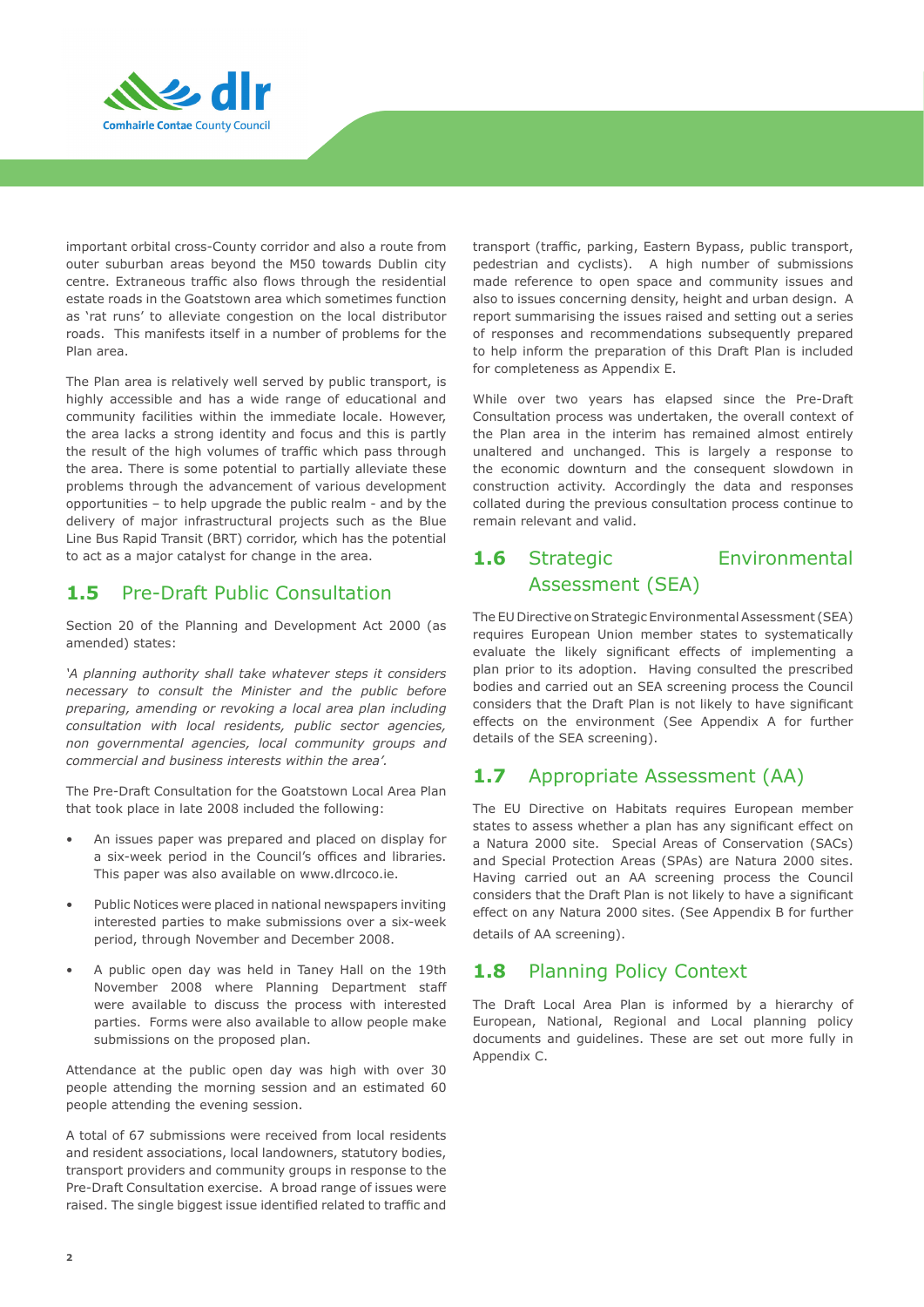important orbital cross-County corridor and also a route from outer suburban areas beyond the M50 towards Dublin city centre. Extraneous traffic also flows through the residential estate roads in the Goatstown area which sometimes function as 'rat runs' to alleviate congestion on the local distributor roads. This manifests itself in a number of problems for the Plan area.

The Plan area is relatively well served by public transport, is highly accessible and has a wide range of educational and community facilities within the immediate locale. However, the area lacks a strong identity and focus and this is partly the result of the high volumes of traffic which pass through the area. There is some potential to partially alleviate these problems through the advancement of various development opportunities – to help upgrade the public realm - and by the delivery of major infrastructural projects such as the Blue Line Bus Rapid Transit (BRT) corridor, which has the potential to act as a major catalyst for change in the area.

## 1.5 Pre-Draft Public Consultation

Section 20 of the Planning and Development Act 2000 (as amended) states:

*'A planning authority shall take whatever steps it considers necessary to consult the Minister and the public before preparing, amending or revoking a local area plan including consultation with local residents, public sector agencies, non governmental agencies, local community groups and commercial and business interests within the area'.*

The Pre-Draft Consultation for the Goatstown Local Area Plan that took place in late 2008 included the following:

- An issues paper was prepared and placed on display for a six-week period in the Council's offices and libraries. This paper was also available on www.dlrcoco.ie.
- Public Notices were placed in national newspapers inviting interested parties to make submissions over a six-week period, through November and December 2008.
- A public open day was held in Taney Hall on the 19th November 2008 where Planning Department staff were available to discuss the process with interested parties. Forms were also available to allow people make submissions on the proposed plan.

Attendance at the public open day was high with over 30 people attending the morning session and an estimated 60 people attending the evening session.

A total of 67 submissions were received from local residents and resident associations, local landowners, statutory bodies, transport providers and community groups in response to the Pre-Draft Consultation exercise. A broad range of issues were raised. The single biggest issue identified related to traffic and transport (traffic, parking, Eastern Bypass, public transport, pedestrian and cyclists). A high number of submissions made reference to open space and community issues and also to issues concerning density, height and urban design. A report summarising the issues raised and setting out a series of responses and recommendations subsequently prepared to help inform the preparation of this Draft Plan is included for completeness as Appendix E.

While over two years has elapsed since the Pre-Draft Consultation process was undertaken, the overall context of the Plan area in the interim has remained almost entirely unaltered and unchanged. This is largely a response to the economic downturn and the consequent slowdown in construction activity. Accordingly the data and responses collated during the previous consultation process continue to remain relevant and valid.

## 1.6 Strategic Environmental Assessment (SEA)

The EU Directive on Strategic Environmental Assessment (SEA) requires European Union member states to systematically evaluate the likely significant effects of implementing a plan prior to its adoption. Having consulted the prescribed bodies and carried out an SEA screening process the Council considers that the Draft Plan is not likely to have significant effects on the environment (See Appendix A for further details of the SEA screening).

## 1.7 Appropriate Assessment (AA)

The EU Directive on Habitats requires European member states to assess whether a plan has any significant effect on a Natura 2000 site. Special Areas of Conservation (SACs) and Special Protection Areas (SPAs) are Natura 2000 sites. Having carried out an AA screening process the Council considers that the Draft Plan is not likely to have a significant effect on any Natura 2000 sites. (See Appendix B for further details of AA screening).

## 1.8 Planning Policy Context

The Draft Local Area Plan is informed by a hierarchy of European, National, Regional and Local planning policy documents and guidelines. These are set out more fully in Appendix C.